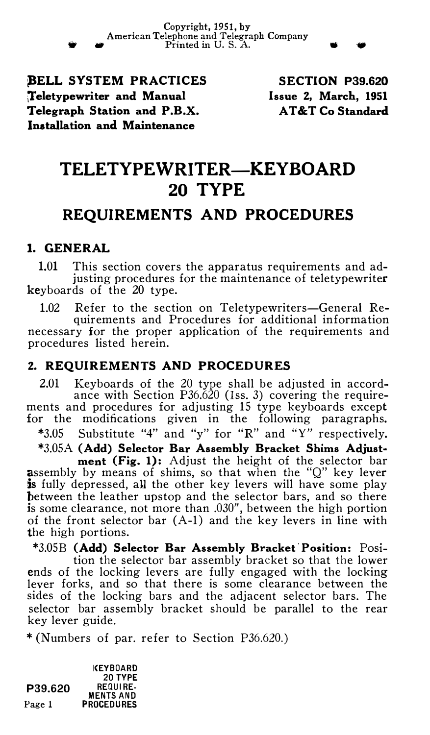Copyright, 1951, by
American Telephone and Telegraph Company
Printed in U. S. A.

**BELL SYSTEM PRACTICES**
**Teletypewriter and Manual Telegraph Station and P.B.X. Installation and Maintenance**

**SECTION P39.620**
**Issue 2, March, 1951**
**AT&T Co Standard**

# TELETYPEWRITER—KEYBOARD 20 TYPE

## REQUIREMENTS AND PROCEDURES

### 1. GENERAL

1.01 This section covers the apparatus requirements and adjusting procedures for the maintenance of teletypewriter keyboards of the 20 type.

1.02 Refer to the section on Teletypewriters—General Requirements and Procedures for additional information necessary for the proper application of the requirements and procedures listed herein.

### 2. REQUIREMENTS AND PROCEDURES

2.01 Keyboards of the 20 type shall be adjusted in accordance with Section P36.620 (Iss. 3) covering the requirements and procedures for adjusting 15 type keyboards except for the modifications given in the following paragraphs.

*3.05 Substitute "4" and "y" for "R" and "Y" respectively.

*3.05A **(Add) Selector Bar Assembly Bracket Shims Adjustment (Fig. 1):** Adjust the height of the selector bar assembly by means of shims, so that when the "Q" key lever is fully depressed, all the other key levers will have some play between the leather upstop and the selector bars, and so there is some clearance, not more than .030", between the high portion of the front selector bar (A-1) and the key levers in line with the high portions.

*3.05B **(Add) Selector Bar Assembly Bracket Position:** Position the selector bar assembly bracket so that the lower ends of the locking levers are fully engaged with the locking lever forks, and so that there is some clearance between the sides of the locking bars and the adjacent selector bars. The selector bar assembly bracket should be parallel to the rear key lever guide.

* (Numbers of par. refer to Section P36.620.)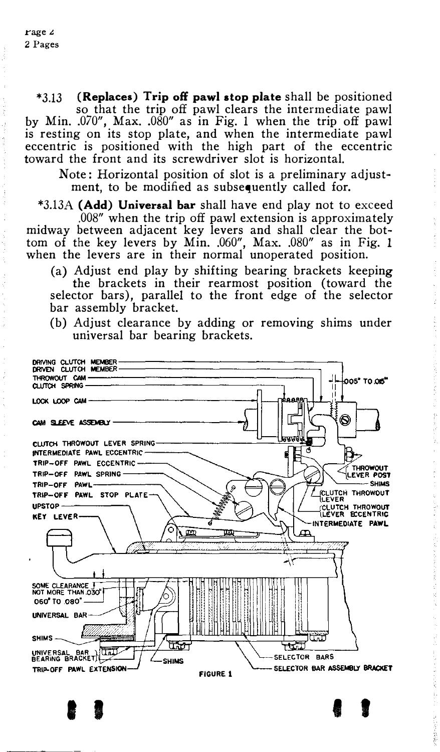*3.13 **(Replaces) Trip off pawl stop plate** shall be positioned so that the trip off pawl clears the intermediate pawl by Min. .070", Max. .080" as in Fig. 1 when the trip off pawl is resting on its stop plate, and when the intermediate pawl eccentric is positioned with the high part of the eccentric toward the front and its screwdriver slot is horizontal.

Note: Horizontal position of slot is a preliminary adjustment, to be modified as subsequently called for.

*3.13A **(Add) Universal bar** shall have end play not to exceed .008" when the trip off pawl extension is approximately midway between adjacent key levers and shall clear the bottom of the key levers by Min. .060", Max. .080" as in Fig. 1 when the levers are in their normal unoperated position.

(a) Adjust end play by shifting bearing brackets keeping the brackets in their rearmost position (toward the selector bars), parallel to the front edge of the selector bar assembly bracket.

(b) Adjust clearance by adding or removing shims under universal bar bearing brackets.

DRIVING CLUTCH MEMBER
DRIVEN CLUTCH MEMBER
THROWOUT CAM
CLUTCH SPRING
LOCK LOOP CAM
CAM SLEEVE ASSEMBLY
CLUTCH THROWOUT LEVER SPRING
INTERMEDIATE PAWL ECCENTRIC
TRIP-OFF PAWL ECCENTRIC
TRIP-OFF PAWL SPRING
TRIP-OFF PAWL
TRIP-OFF PAWL STOP PLATE
UPSTOP
KEY LEVER
.005" TO .015"
THROWOUT LEVER POST
SHIMS
CLUTCH THROWOUT LEVER
CLUTCH THROWOUT LEVER ECCENTRIC
INTERMEDIATE PAWL
SOME CLEARANCE NOT MORE THAN .030"
.060" TO .080"
UNIVERSAL BAR
SHIMS
UNIVERSAL BAR BEARING BRACKET
TRIP-OFF PAWL EXTENSION
SHIMS
SELECTOR BARS
SELECTOR BAR ASSEMBLY BRACKET

FIGURE 1